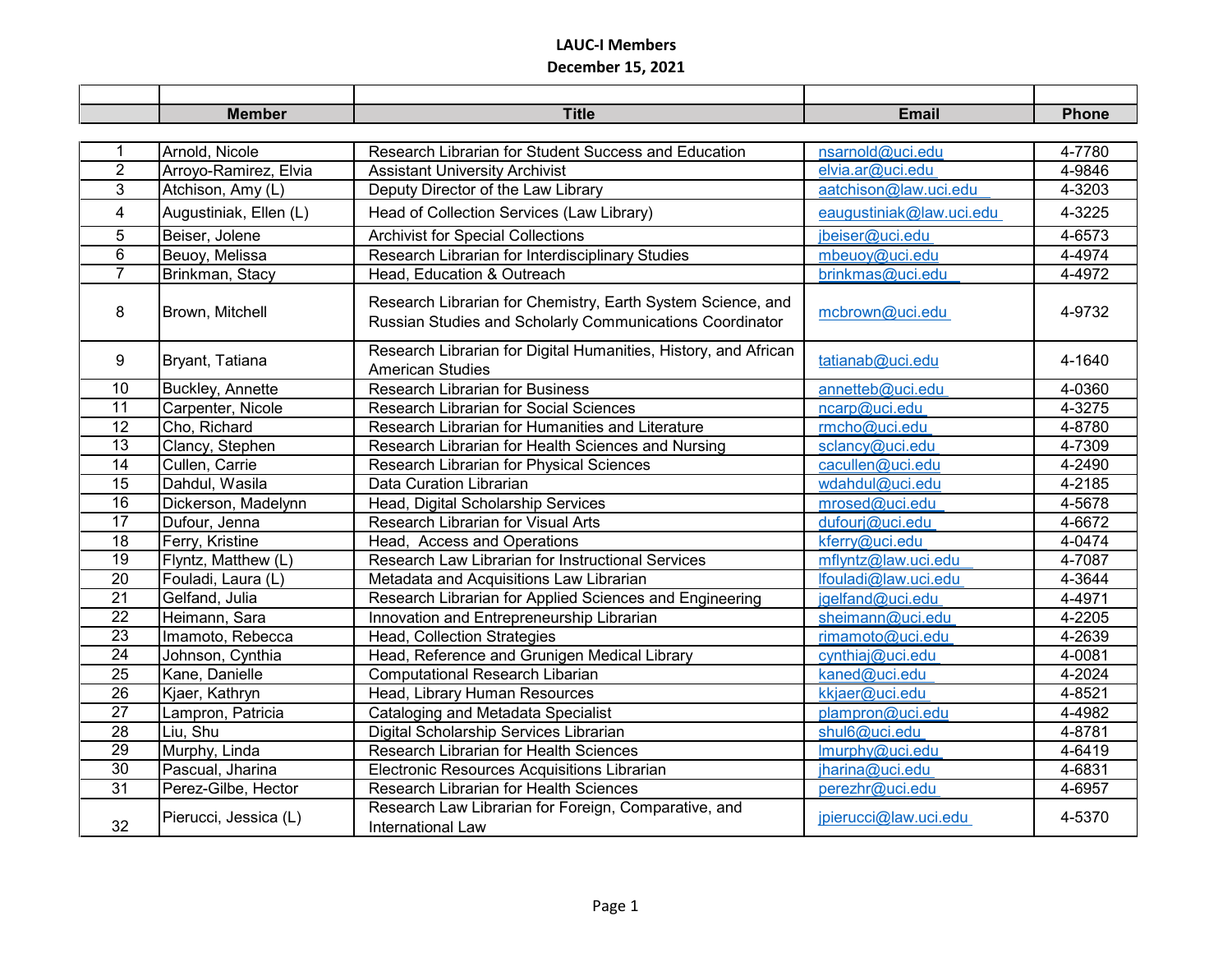# LAUC-I Members

## December 15, 2021

| | Member | Title | Email | Phone |
|---|---|---|---|---|
| 1 | Arnold, Nicole | Research Librarian for Student Success and Education | nsarnold@uci.edu | 4-7780 |
| 2 | Arroyo-Ramirez, Elvia | Assistant University Archivist | elvia.ar@uci.edu | 4-9846 |
| 3 | Atchison, Amy (L) | Deputy Director of the Law Library | aatchison@law.uci.edu | 4-3203 |
| 4 | Augustiniak, Ellen (L) | Head of Collection Services (Law Library) | eaugustiniak@law.uci.edu | 4-3225 |
| 5 | Beiser, Jolene | Archivist for Special Collections | jbeiser@uci.edu | 4-6573 |
| 6 | Beuoy, Melissa | Research Librarian for Interdisciplinary Studies | mbeuoy@uci.edu | 4-4974 |
| 7 | Brinkman, Stacy | Head, Education & Outreach | brinkmas@uci.edu | 4-4972 |
| 8 | Brown, Mitchell | Research Librarian for Chemistry, Earth System Science, and Russian Studies and Scholarly Communications Coordinator | mcbrown@uci.edu | 4-9732 |
| 9 | Bryant, Tatiana | Research Librarian for Digital Humanities, History, and African American Studies | tatianab@uci.edu | 4-1640 |
| 10 | Buckley, Annette | Research Librarian for Business | annetteb@uci.edu | 4-0360 |
| 11 | Carpenter, Nicole | Research Librarian for Social Sciences | ncarp@uci.edu | 4-3275 |
| 12 | Cho, Richard | Research Librarian for Humanities and Literature | rmcho@uci.edu | 4-8780 |
| 13 | Clancy, Stephen | Research Librarian for Health Sciences and Nursing | sclancy@uci.edu | 4-7309 |
| 14 | Cullen, Carrie | Research Librarian for Physical Sciences | cacullen@uci.edu | 4-2490 |
| 15 | Dahdul, Wasila | Data Curation Librarian | wdahdul@uci.edu | 4-2185 |
| 16 | Dickerson, Madelynn | Head, Digital Scholarship Services | mrosed@uci.edu | 4-5678 |
| 17 | Dufour, Jenna | Research Librarian for Visual Arts | dufourj@uci.edu | 4-6672 |
| 18 | Ferry, Kristine | Head, Access and Operations | kferry@uci.edu | 4-0474 |
| 19 | Flyntz, Matthew (L) | Research Law Librarian for Instructional Services | mflyntz@law.uci.edu | 4-7087 |
| 20 | Fouladi, Laura (L) | Metadata and Acquisitions Law Librarian | lfouladi@law.uci.edu | 4-3644 |
| 21 | Gelfand, Julia | Research Librarian for Applied Sciences and Engineering | jgelfand@uci.edu | 4-4971 |
| 22 | Heimann, Sara | Innovation and Entrepreneurship Librarian | sheimann@uci.edu | 4-2205 |
| 23 | Imamoto, Rebecca | Head, Collection Strategies | rimamoto@uci.edu | 4-2639 |
| 24 | Johnson, Cynthia | Head, Reference and Grunigen Medical Library | cynthiaj@uci.edu | 4-0081 |
| 25 | Kane, Danielle | Computational Research Libarian | kaned@uci.edu | 4-2024 |
| 26 | Kjaer, Kathryn | Head, Library Human Resources | kkjaer@uci.edu | 4-8521 |
| 27 | Lampron, Patricia | Cataloging and Metadata Specialist | plampron@uci.edu | 4-4982 |
| 28 | Liu, Shu | Digital Scholarship Services Librarian | shul6@uci.edu | 4-8781 |
| 29 | Murphy, Linda | Research Librarian for Health Sciences | lmurphy@uci.edu | 4-6419 |
| 30 | Pascual, Jharina | Electronic Resources Acquisitions Librarian | jharina@uci.edu | 4-6831 |
| 31 | Perez-Gilbe, Hector | Research Librarian for Health Sciences | perezhr@uci.edu | 4-6957 |
| 32 | Pierucci, Jessica (L) | Research Law Librarian for Foreign, Comparative, and International Law | jpierucci@law.uci.edu | 4-5370 |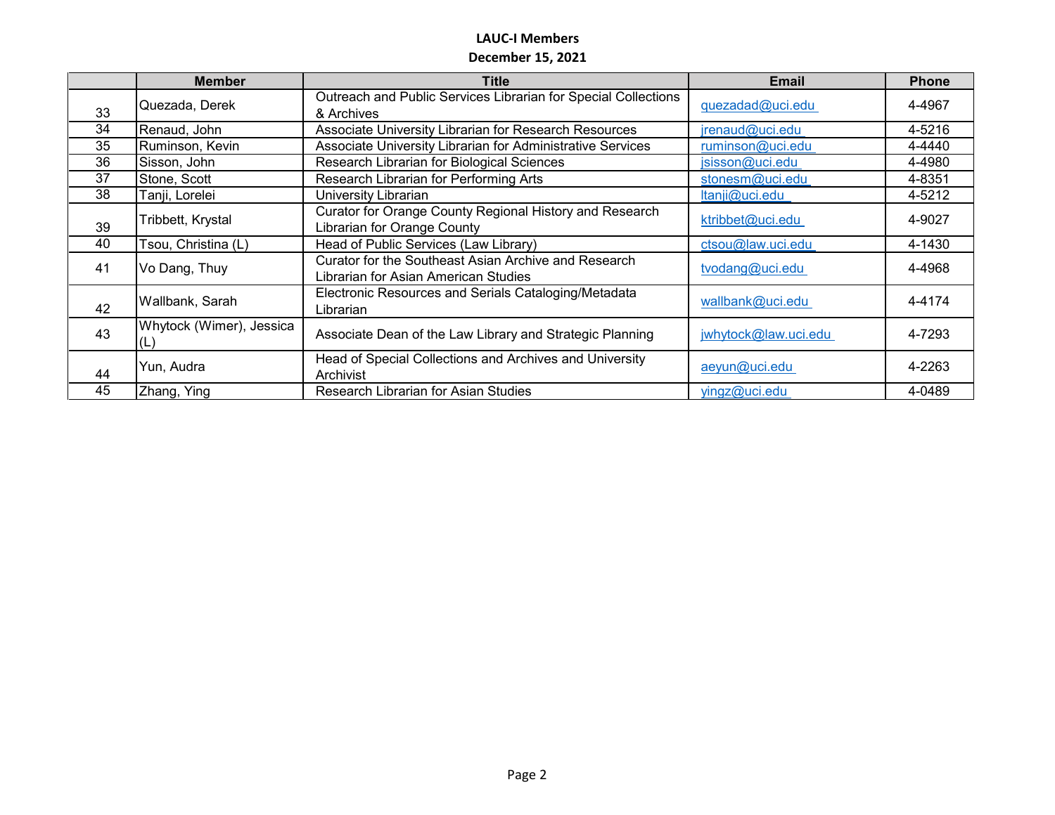**LAUC-I Members**

**December 15, 2021**

| | Member | Title | Email | Phone |
|---|---|---|---|---|
| 33 | Quezada, Derek | Outreach and Public Services Librarian for Special Collections & Archives | quezadad@uci.edu | 4-4967 |
| 34 | Renaud, John | Associate University Librarian for Research Resources | jrenaud@uci.edu | 4-5216 |
| 35 | Ruminson, Kevin | Associate University Librarian for Administrative Services | ruminson@uci.edu | 4-4440 |
| 36 | Sisson, John | Research Librarian for Biological Sciences | jsisson@uci.edu | 4-4980 |
| 37 | Stone, Scott | Research Librarian for Performing Arts | stonesm@uci.edu | 4-8351 |
| 38 | Tanji, Lorelei | University Librarian | ltanji@uci.edu | 4-5212 |
| 39 | Tribbett, Krystal | Curator for Orange County Regional History and Research Librarian for Orange County | ktribbet@uci.edu | 4-9027 |
| 40 | Tsou, Christina (L) | Head of Public Services (Law Library) | ctsou@law.uci.edu | 4-1430 |
| 41 | Vo Dang, Thuy | Curator for the Southeast Asian Archive and Research Librarian for Asian American Studies | tvodang@uci.edu | 4-4968 |
| 42 | Wallbank, Sarah | Electronic Resources and Serials Cataloging/Metadata Librarian | wallbank@uci.edu | 4-4174 |
| 43 | Whytock (Wimer), Jessica (L) | Associate Dean of the Law Library and Strategic Planning | jwhytock@law.uci.edu | 4-7293 |
| 44 | Yun, Audra | Head of Special Collections and Archives and University Archivist | aeyun@uci.edu | 4-2263 |
| 45 | Zhang, Ying | Research Librarian for Asian Studies | yingz@uci.edu | 4-0489 |